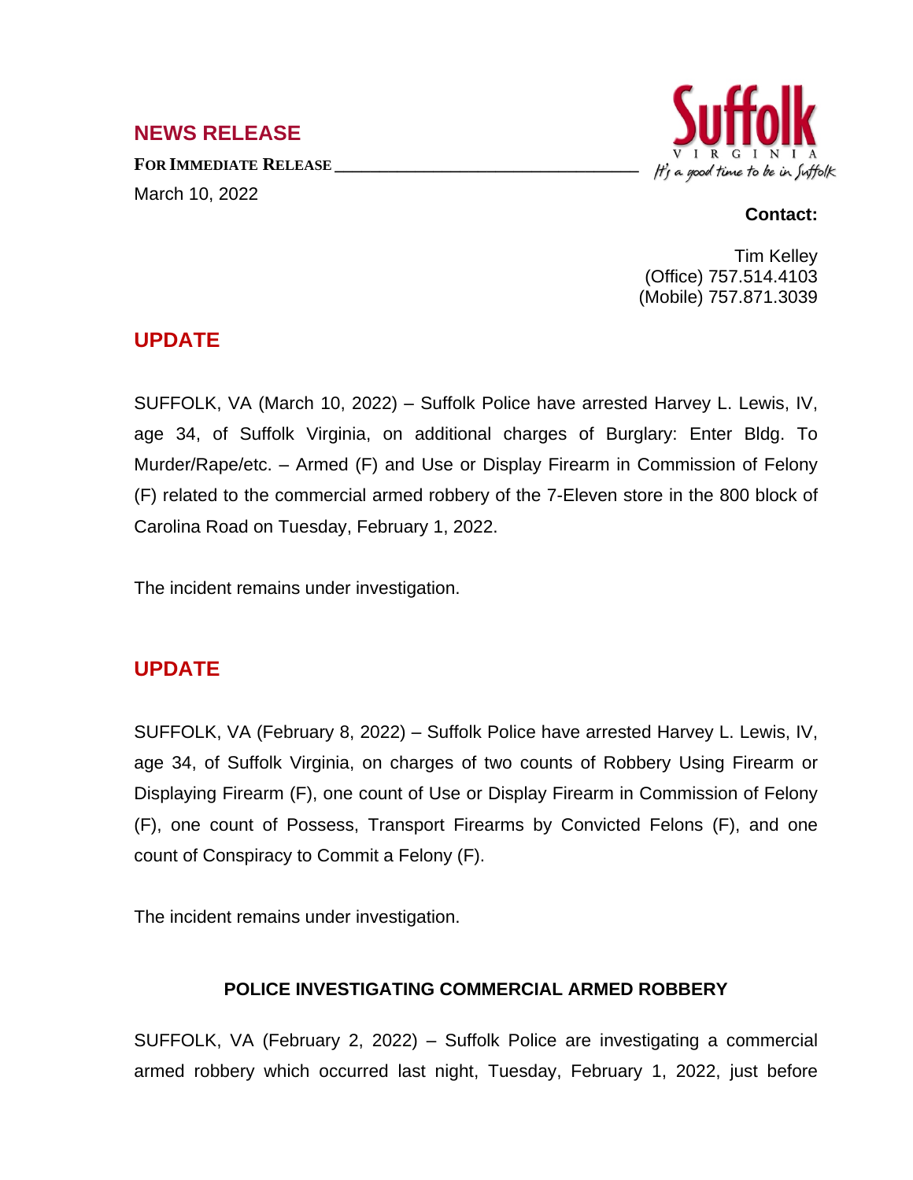## NEWS RELEASE

**FOR IMMEDIATE RELEASE**

March 10, 2022

Suffolk VIRGINIA *It's a good time to be in Suffolk*

**Contact:**

Tim Kelley
(Office) 757.514.4103
(Mobile) 757.871.3039

## UPDATE

SUFFOLK, VA (March 10, 2022) – Suffolk Police have arrested Harvey L. Lewis, IV, age 34, of Suffolk Virginia, on additional charges of Burglary: Enter Bldg. To Murder/Rape/etc. – Armed (F) and Use or Display Firearm in Commission of Felony (F) related to the commercial armed robbery of the 7-Eleven store in the 800 block of Carolina Road on Tuesday, February 1, 2022.

The incident remains under investigation.

## UPDATE

SUFFOLK, VA (February 8, 2022) – Suffolk Police have arrested Harvey L. Lewis, IV, age 34, of Suffolk Virginia, on charges of two counts of Robbery Using Firearm or Displaying Firearm (F), one count of Use or Display Firearm in Commission of Felony (F), one count of Possess, Transport Firearms by Convicted Felons (F), and one count of Conspiracy to Commit a Felony (F).

The incident remains under investigation.

### POLICE INVESTIGATING COMMERCIAL ARMED ROBBERY

SUFFOLK, VA (February 2, 2022) – Suffolk Police are investigating a commercial armed robbery which occurred last night, Tuesday, February 1, 2022, just before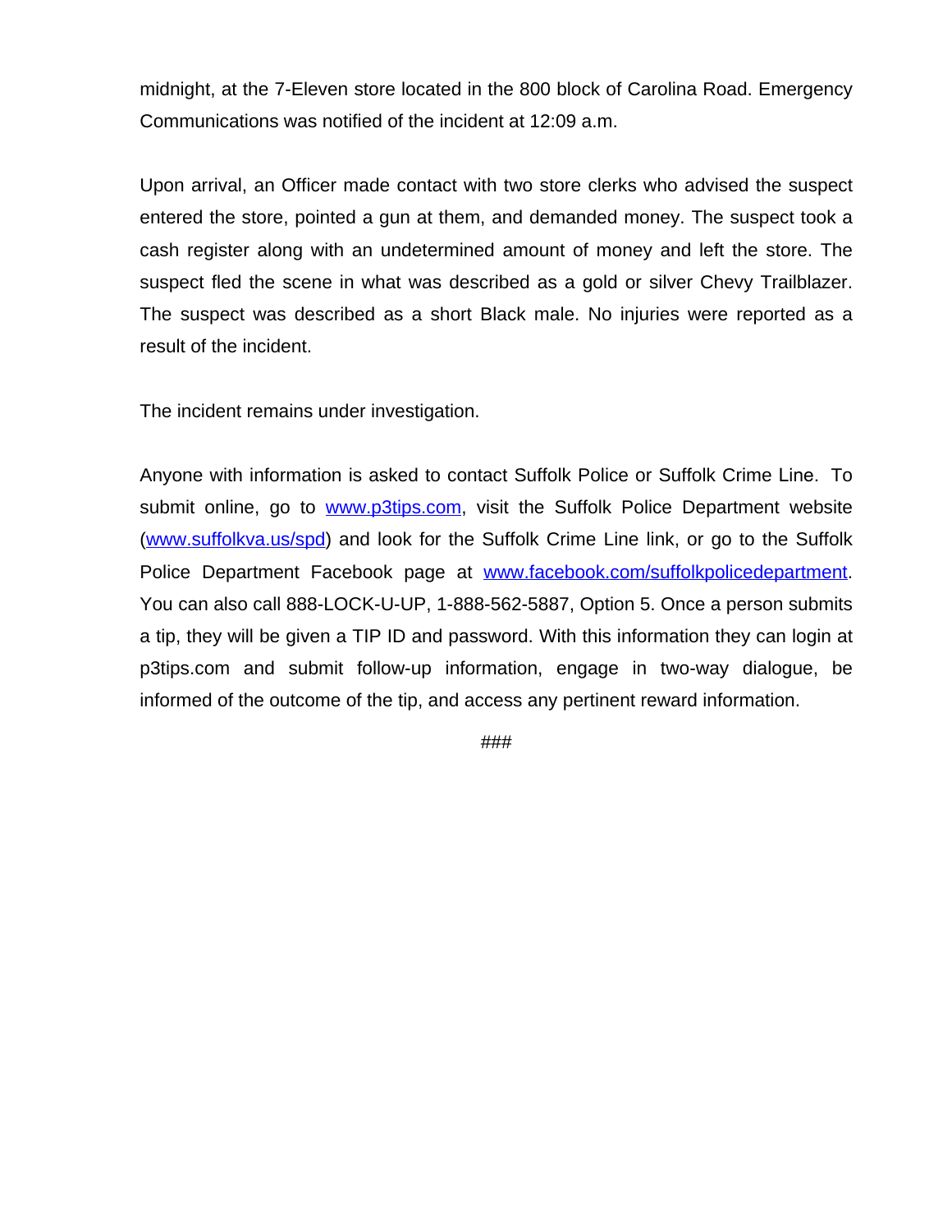midnight, at the 7-Eleven store located in the 800 block of Carolina Road. Emergency Communications was notified of the incident at 12:09 a.m.

Upon arrival, an Officer made contact with two store clerks who advised the suspect entered the store, pointed a gun at them, and demanded money. The suspect took a cash register along with an undetermined amount of money and left the store. The suspect fled the scene in what was described as a gold or silver Chevy Trailblazer. The suspect was described as a short Black male. No injuries were reported as a result of the incident.

The incident remains under investigation.

Anyone with information is asked to contact Suffolk Police or Suffolk Crime Line. To submit online, go to [www.p3tips.com](http://www.p3tips.com), visit the Suffolk Police Department website ([www.suffolkva.us/spd](http://www.suffolkva.us/spd)) and look for the Suffolk Crime Line link, or go to the Suffolk Police Department Facebook page at [www.facebook.com/suffolkpolicedepartment](http://www.facebook.com/suffolkpolicedepartment). You can also call 888-LOCK-U-UP, 1-888-562-5887, Option 5. Once a person submits a tip, they will be given a TIP ID and password. With this information they can login at p3tips.com and submit follow-up information, engage in two-way dialogue, be informed of the outcome of the tip, and access any pertinent reward information.

###